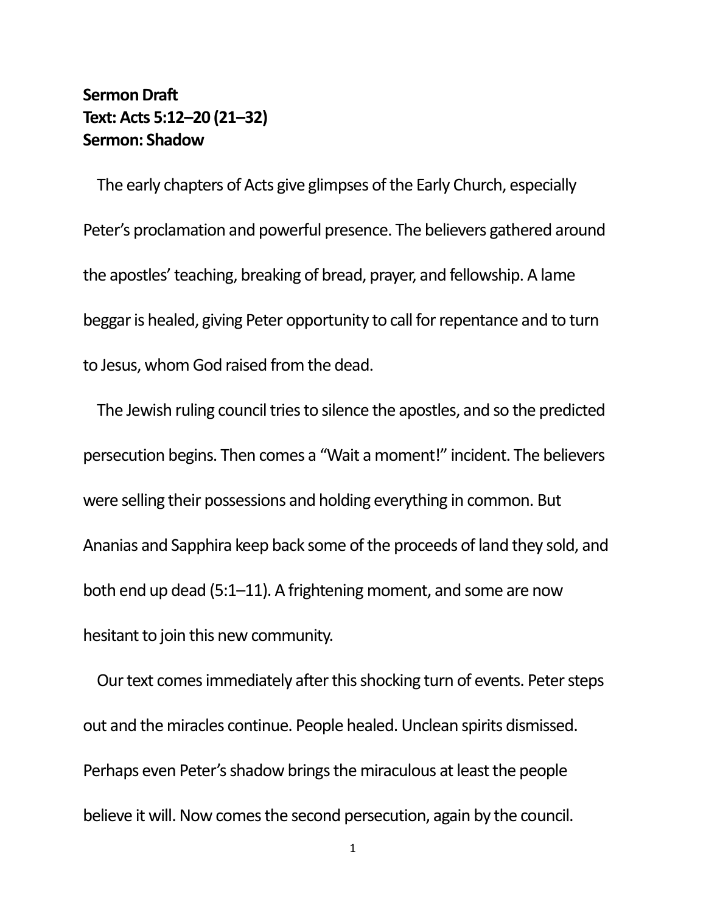**Sermon Draft**
**Text: Acts 5:12–20 (21–32)**
**Sermon: Shadow**

The early chapters of Acts give glimpses of the Early Church, especially Peter's proclamation and powerful presence. The believers gathered around the apostles' teaching, breaking of bread, prayer, and fellowship. A lame beggar is healed, giving Peter opportunity to call for repentance and to turn to Jesus, whom God raised from the dead.

The Jewish ruling council tries to silence the apostles, and so the predicted persecution begins. Then comes a "Wait a moment!" incident. The believers were selling their possessions and holding everything in common. But Ananias and Sapphira keep back some of the proceeds of land they sold, and both end up dead (5:1–11). A frightening moment, and some are now hesitant to join this new community.

Our text comes immediately after this shocking turn of events. Peter steps out and the miracles continue. People healed. Unclean spirits dismissed. Perhaps even Peter's shadow brings the miraculous at least the people believe it will. Now comes the second persecution, again by the council.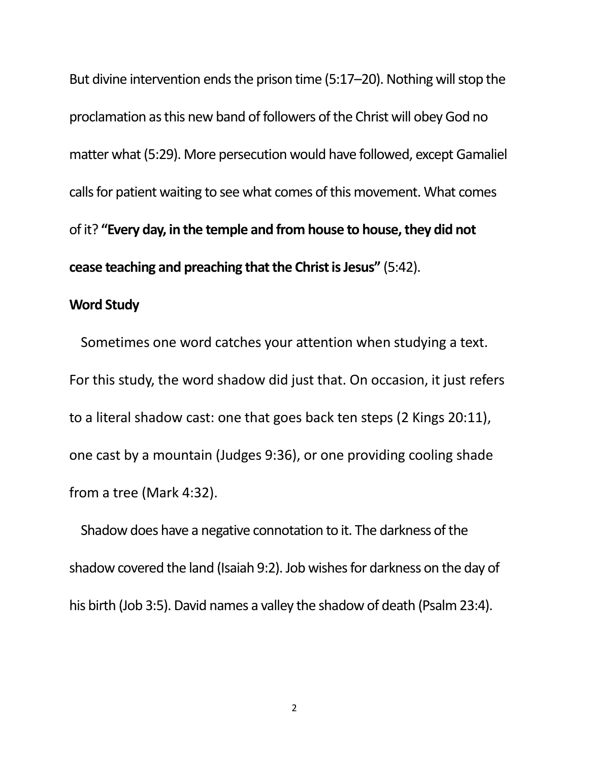But divine intervention ends the prison time (5:17–20). Nothing will stop the proclamation as this new band of followers of the Christ will obey God no matter what (5:29). More persecution would have followed, except Gamaliel calls for patient waiting to see what comes of this movement. What comes of it? **"Every day, in the temple and from house to house, they did not cease teaching and preaching that the Christ is Jesus"** (5:42).

**Word Study**

Sometimes one word catches your attention when studying a text. For this study, the word shadow did just that. On occasion, it just refers to a literal shadow cast: one that goes back ten steps (2 Kings 20:11), one cast by a mountain (Judges 9:36), or one providing cooling shade from a tree (Mark 4:32).

Shadow does have a negative connotation to it. The darkness of the shadow covered the land (Isaiah 9:2). Job wishes for darkness on the day of his birth (Job 3:5). David names a valley the shadow of death (Psalm 23:4).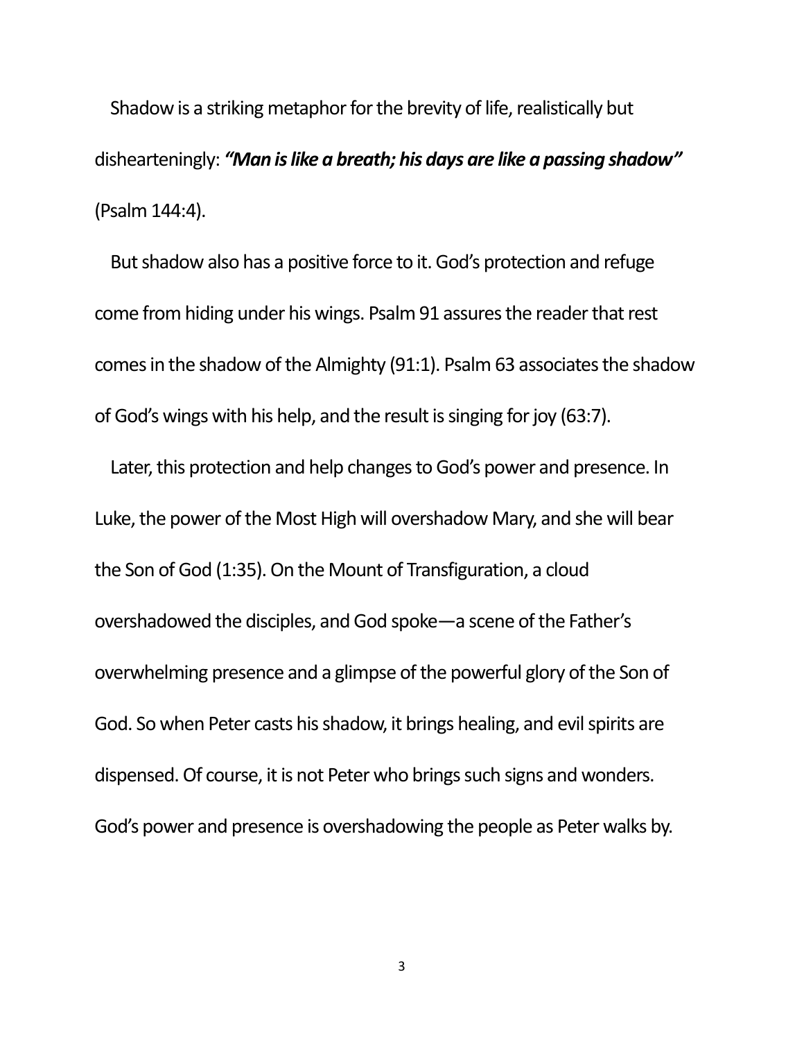Shadow is a striking metaphor for the brevity of life, realistically but dishearteningly: ***"Man is like a breath; his days are like a passing shadow"*** (Psalm 144:4).

But shadow also has a positive force to it. God's protection and refuge come from hiding under his wings. Psalm 91 assures the reader that rest comes in the shadow of the Almighty (91:1). Psalm 63 associates the shadow of God's wings with his help, and the result is singing for joy (63:7).

Later, this protection and help changes to God's power and presence. In Luke, the power of the Most High will overshadow Mary, and she will bear the Son of God (1:35). On the Mount of Transfiguration, a cloud overshadowed the disciples, and God spoke—a scene of the Father's overwhelming presence and a glimpse of the powerful glory of the Son of God. So when Peter casts his shadow, it brings healing, and evil spirits are dispensed. Of course, it is not Peter who brings such signs and wonders. God's power and presence is overshadowing the people as Peter walks by.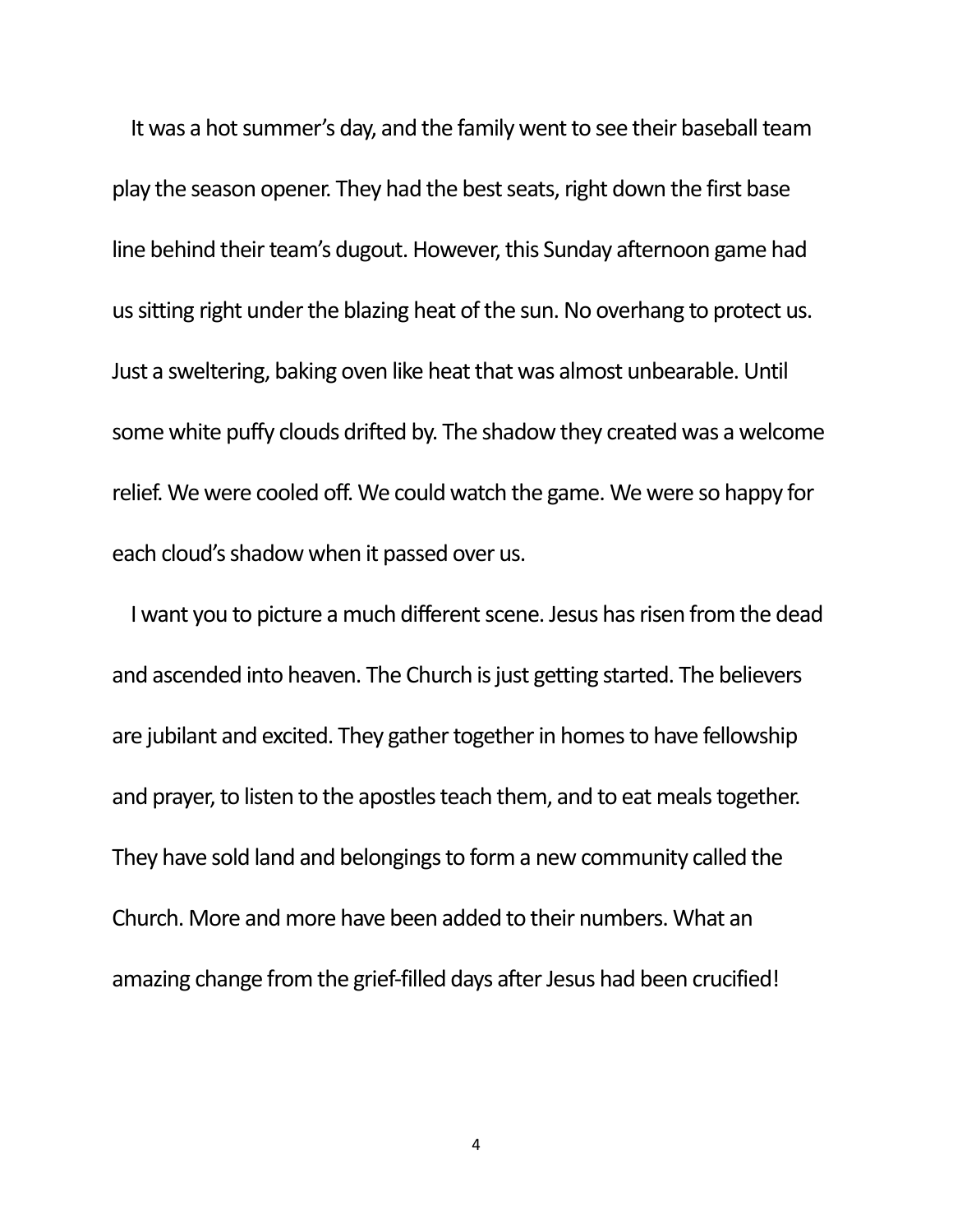It was a hot summer's day, and the family went to see their baseball team play the season opener. They had the best seats, right down the first base line behind their team's dugout. However, this Sunday afternoon game had us sitting right under the blazing heat of the sun. No overhang to protect us. Just a sweltering, baking oven like heat that was almost unbearable. Until some white puffy clouds drifted by. The shadow they created was a welcome relief. We were cooled off. We could watch the game. We were so happy for each cloud's shadow when it passed over us.

I want you to picture a much different scene. Jesus has risen from the dead and ascended into heaven. The Church is just getting started. The believers are jubilant and excited. They gather together in homes to have fellowship and prayer, to listen to the apostles teach them, and to eat meals together. They have sold land and belongings to form a new community called the Church. More and more have been added to their numbers. What an amazing change from the grief-filled days after Jesus had been crucified!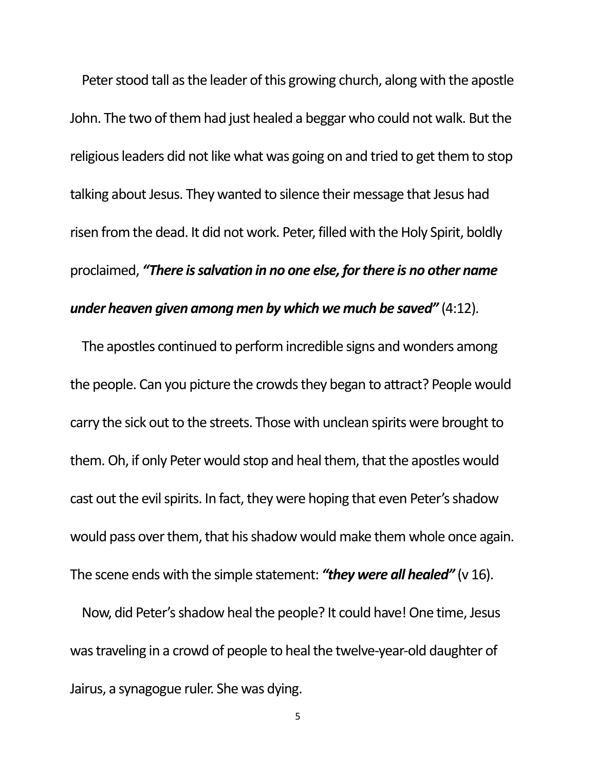Peter stood tall as the leader of this growing church, along with the apostle John. The two of them had just healed a beggar who could not walk. But the religious leaders did not like what was going on and tried to get them to stop talking about Jesus. They wanted to silence their message that Jesus had risen from the dead. It did not work. Peter, filled with the Holy Spirit, boldly proclaimed, ***"There is salvation in no one else, for there is no other name under heaven given among men by which we much be saved"*** (4:12).

The apostles continued to perform incredible signs and wonders among the people. Can you picture the crowds they began to attract? People would carry the sick out to the streets. Those with unclean spirits were brought to them. Oh, if only Peter would stop and heal them, that the apostles would cast out the evil spirits. In fact, they were hoping that even Peter's shadow would pass over them, that his shadow would make them whole once again. The scene ends with the simple statement: ***"they were all healed"*** (v 16).

Now, did Peter's shadow heal the people? It could have! One time, Jesus was traveling in a crowd of people to heal the twelve-year-old daughter of Jairus, a synagogue ruler. She was dying.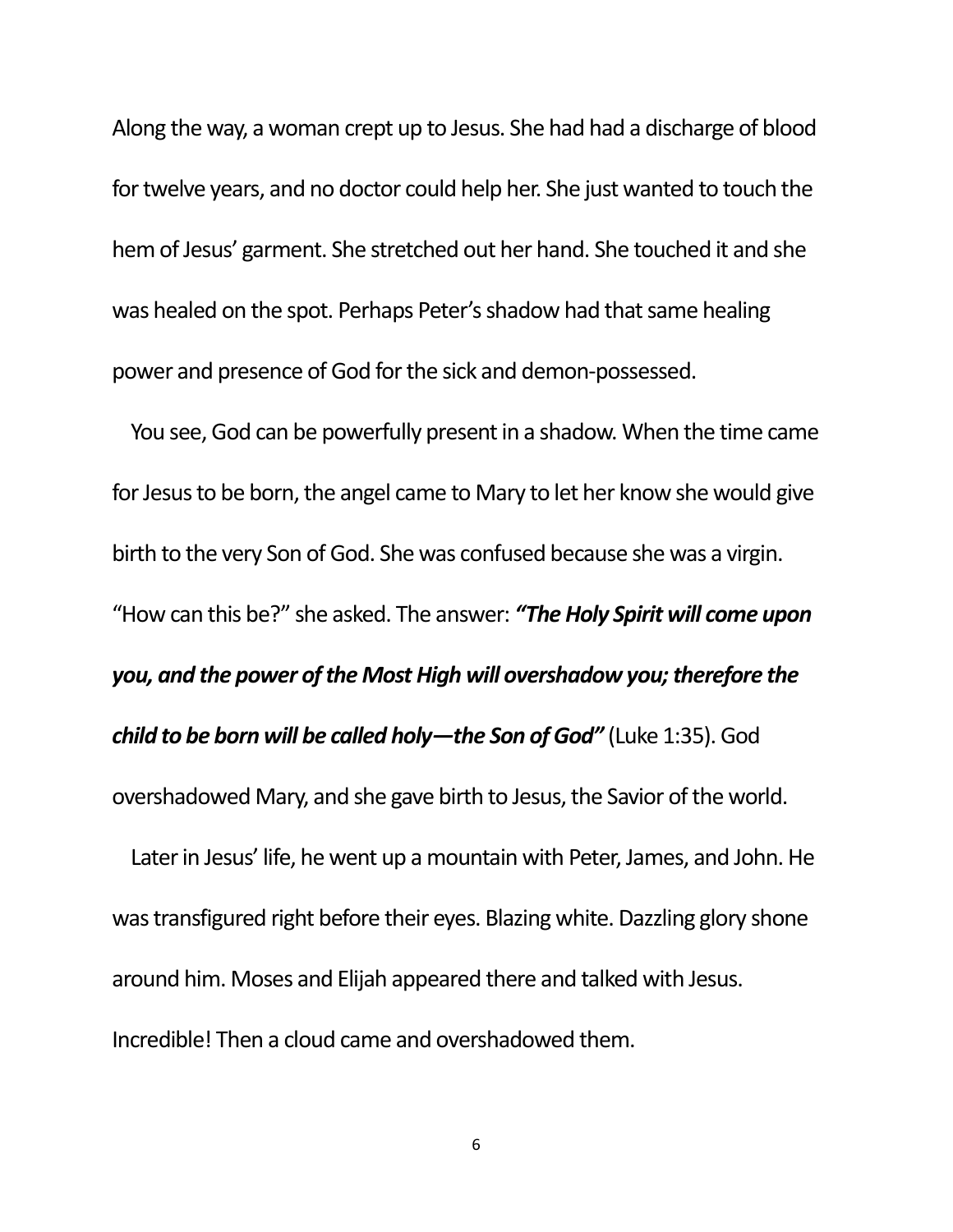Along the way, a woman crept up to Jesus. She had had a discharge of blood for twelve years, and no doctor could help her. She just wanted to touch the hem of Jesus' garment. She stretched out her hand. She touched it and she was healed on the spot. Perhaps Peter's shadow had that same healing power and presence of God for the sick and demon-possessed.

You see, God can be powerfully present in a shadow. When the time came for Jesus to be born, the angel came to Mary to let her know she would give birth to the very Son of God. She was confused because she was a virgin. "How can this be?" she asked. The answer: ***"The Holy Spirit will come upon you, and the power of the Most High will overshadow you; therefore the child to be born will be called holy—the Son of God"*** (Luke 1:35). God overshadowed Mary, and she gave birth to Jesus, the Savior of the world.

Later in Jesus' life, he went up a mountain with Peter, James, and John. He was transfigured right before their eyes. Blazing white. Dazzling glory shone around him. Moses and Elijah appeared there and talked with Jesus. Incredible! Then a cloud came and overshadowed them.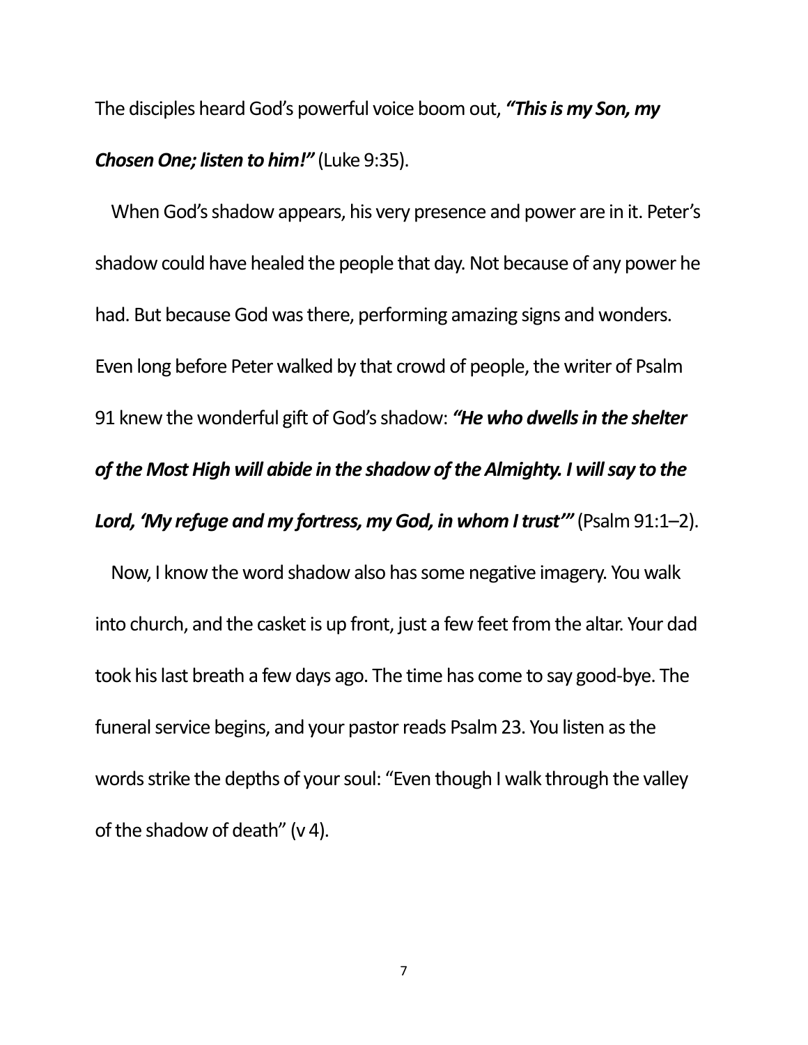The disciples heard God's powerful voice boom out, ***"This is my Son, my Chosen One; listen to him!"*** (Luke 9:35).

When God's shadow appears, his very presence and power are in it. Peter's shadow could have healed the people that day. Not because of any power he had. But because God was there, performing amazing signs and wonders. Even long before Peter walked by that crowd of people, the writer of Psalm 91 knew the wonderful gift of God's shadow: ***"He who dwells in the shelter of the Most High will abide in the shadow of the Almighty. I will say to the Lord, 'My refuge and my fortress, my God, in whom I trust'"*** (Psalm 91:1–2).

Now, I know the word shadow also has some negative imagery. You walk into church, and the casket is up front, just a few feet from the altar. Your dad took his last breath a few days ago. The time has come to say good-bye. The funeral service begins, and your pastor reads Psalm 23. You listen as the words strike the depths of your soul: "Even though I walk through the valley of the shadow of death" (v 4).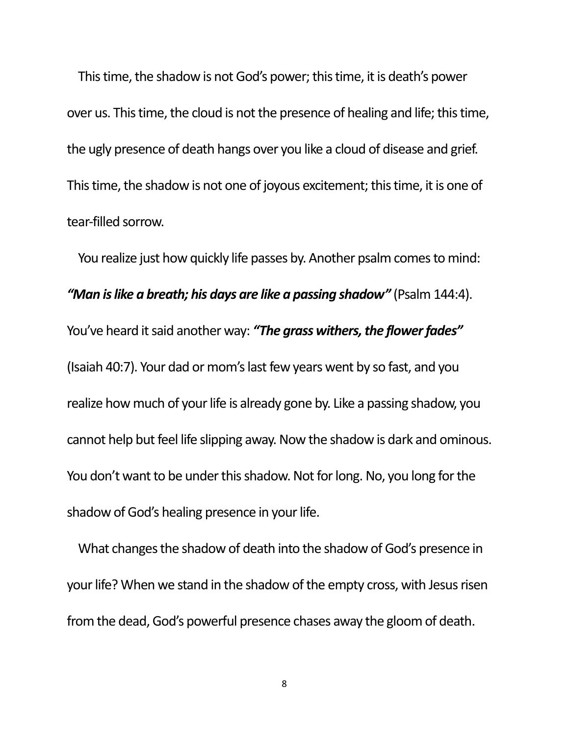This time, the shadow is not God's power; this time, it is death's power over us. This time, the cloud is not the presence of healing and life; this time, the ugly presence of death hangs over you like a cloud of disease and grief. This time, the shadow is not one of joyous excitement; this time, it is one of tear-filled sorrow.

You realize just how quickly life passes by. Another psalm comes to mind: ***"Man is like a breath; his days are like a passing shadow"*** (Psalm 144:4). You've heard it said another way: ***"The grass withers, the flower fades"*** (Isaiah 40:7). Your dad or mom's last few years went by so fast, and you realize how much of your life is already gone by. Like a passing shadow, you cannot help but feel life slipping away. Now the shadow is dark and ominous. You don't want to be under this shadow. Not for long. No, you long for the shadow of God's healing presence in your life.

What changes the shadow of death into the shadow of God's presence in your life? When we stand in the shadow of the empty cross, with Jesus risen from the dead, God's powerful presence chases away the gloom of death.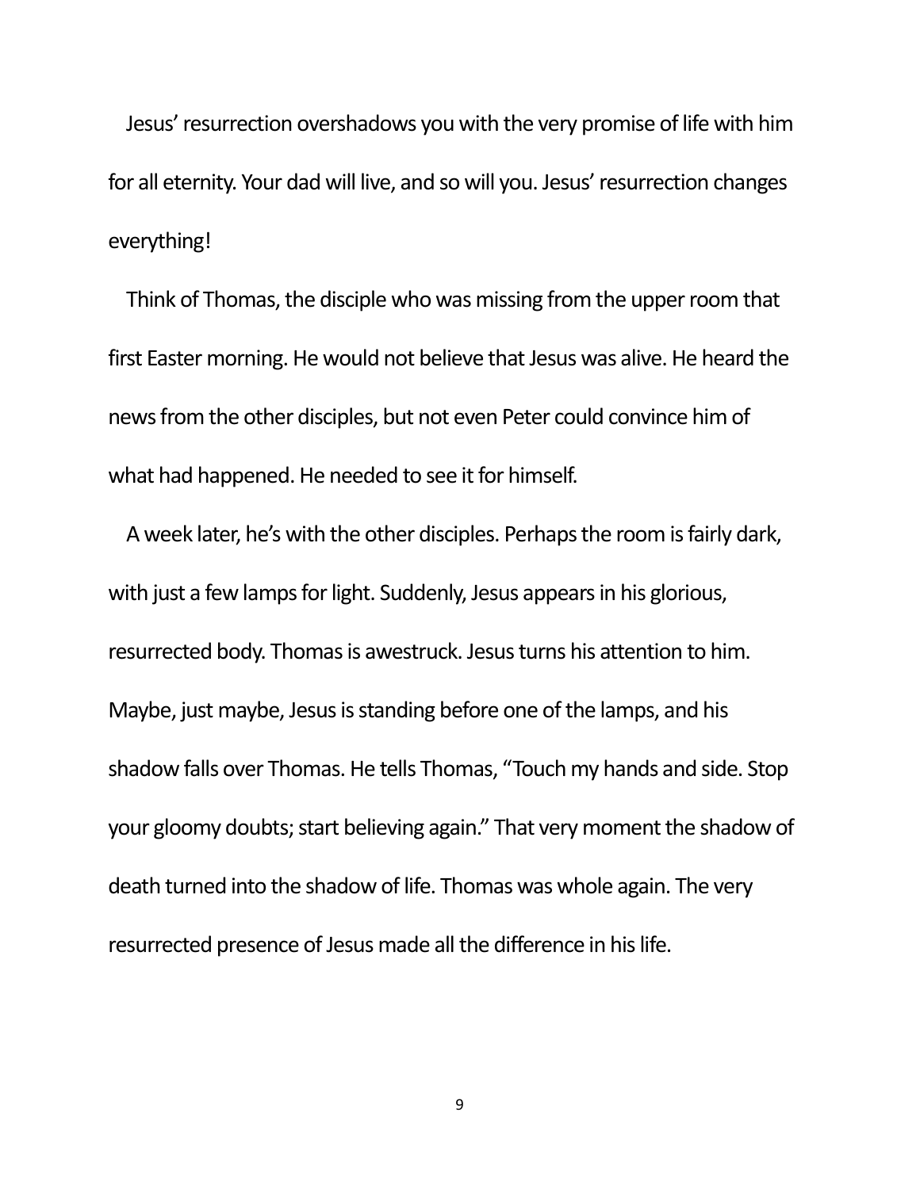Jesus' resurrection overshadows you with the very promise of life with him for all eternity. Your dad will live, and so will you. Jesus' resurrection changes everything!

Think of Thomas, the disciple who was missing from the upper room that first Easter morning. He would not believe that Jesus was alive. He heard the news from the other disciples, but not even Peter could convince him of what had happened. He needed to see it for himself.

A week later, he's with the other disciples. Perhaps the room is fairly dark, with just a few lamps for light. Suddenly, Jesus appears in his glorious, resurrected body. Thomas is awestruck. Jesus turns his attention to him. Maybe, just maybe, Jesus is standing before one of the lamps, and his shadow falls over Thomas. He tells Thomas, "Touch my hands and side. Stop your gloomy doubts; start believing again." That very moment the shadow of death turned into the shadow of life. Thomas was whole again. The very resurrected presence of Jesus made all the difference in his life.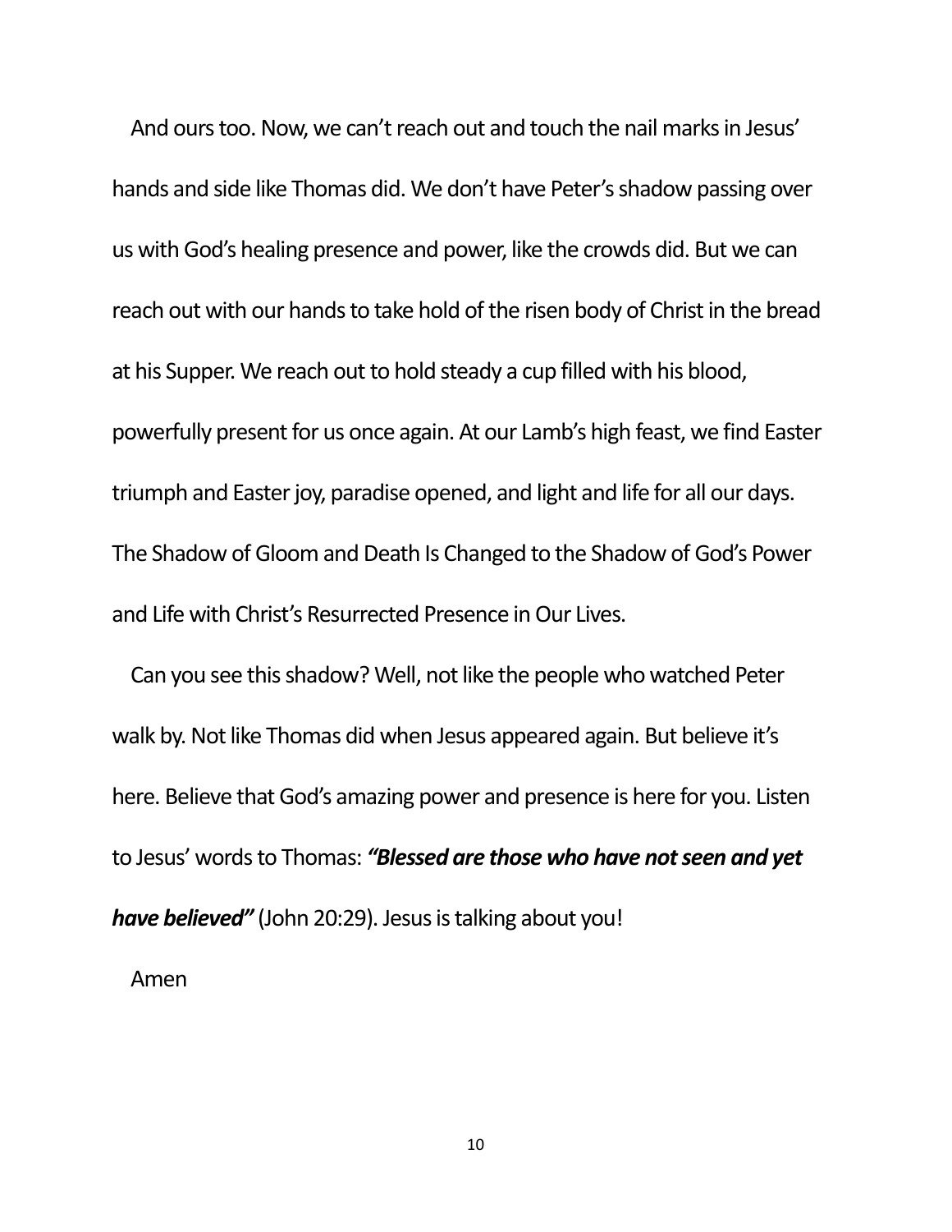And ours too. Now, we can't reach out and touch the nail marks in Jesus' hands and side like Thomas did. We don't have Peter's shadow passing over us with God's healing presence and power, like the crowds did. But we can reach out with our hands to take hold of the risen body of Christ in the bread at his Supper. We reach out to hold steady a cup filled with his blood, powerfully present for us once again. At our Lamb's high feast, we find Easter triumph and Easter joy, paradise opened, and light and life for all our days. The Shadow of Gloom and Death Is Changed to the Shadow of God's Power and Life with Christ's Resurrected Presence in Our Lives.

Can you see this shadow? Well, not like the people who watched Peter walk by. Not like Thomas did when Jesus appeared again. But believe it's here. Believe that God's amazing power and presence is here for you. Listen to Jesus' words to Thomas: ***"Blessed are those who have not seen and yet have believed"*** (John 20:29). Jesus is talking about you!

Amen